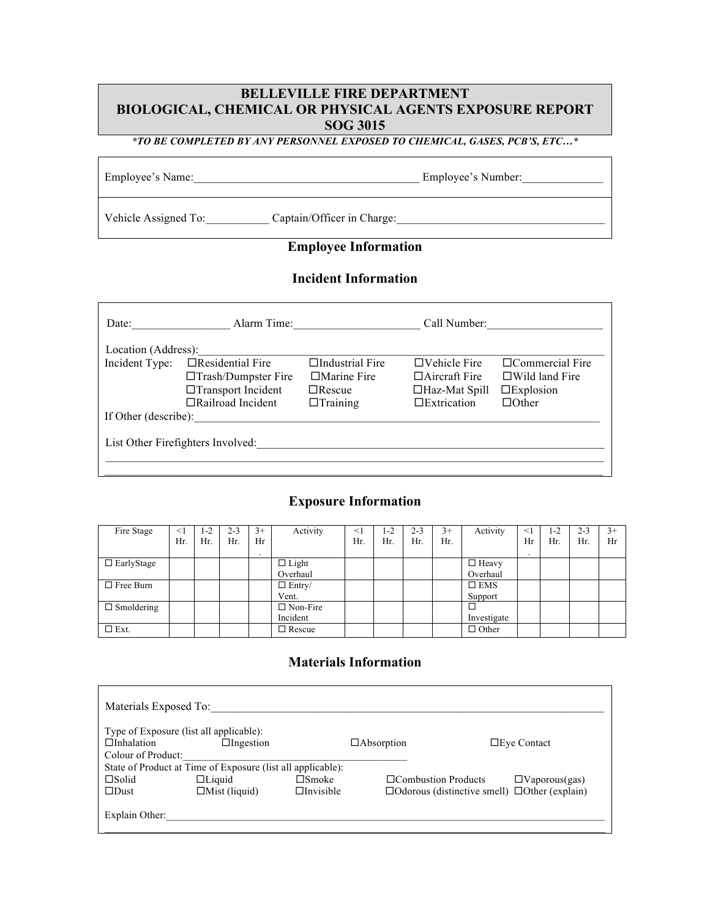# BELLEVILLE FIRE DEPARTMENT
# BIOLOGICAL, CHEMICAL OR PHYSICAL AGENTS EXPOSURE REPORT
# SOG 3015

***TO BE COMPLETED BY ANY PERSONNEL EXPOSED TO CHEMICAL, GASES, PCB'S, ETC…***

Employee's Name:_______________________________________ Employee's Number:______________

Vehicle Assigned To:___________ Captain/Officer in Charge:___________________________________

## Employee Information

## Incident Information

Date:_________________ Alarm Time:______________________ Call Number:____________________

Location (Address):_____________________________________________________________________

Incident Type:

| | | | |
|---|---|---|---|
| ☐Residential Fire | ☐Industrial Fire | ☐Vehicle Fire | ☐Commercial Fire |
| ☐Trash/Dumpster Fire | ☐Marine Fire | ☐Aircraft Fire | ☐Wild land Fire |
| ☐Transport Incident | ☐Rescue | ☐Haz-Mat Spill | ☐Explosion |
| ☐Railroad Incident | ☐Training | ☐Extrication | ☐Other |

If Other (describe):_____________________________________________________________________

List Other Firefighters Involved:__________________________________________________________

_________________________________________________________________________________

_________________________________________________________________________________

## Exposure Information

| Fire Stage | <1 Hr. | 1-2 Hr. | 2-3 Hr. | 3+ Hr. | Activity | <1 Hr. | 1-2 Hr. | 2-3 Hr. | 3+ Hr. | Activity | <1 Hr. | 1-2 Hr. | 2-3 Hr. | 3+ Hr |
|---|---|---|---|---|---|---|---|---|---|---|---|---|---|---|
| ☐ EarlyStage | | | | | ☐ Light Overhaul | | | | | ☐ Heavy Overhaul | | | | |
| ☐ Free Burn | | | | | ☐ Entry/ Vent. | | | | | ☐ EMS Support | | | | |
| ☐ Smoldering | | | | | ☐ Non-Fire Incident | | | | | ☐ Investigate | | | | |
| ☐ Ext. | | | | | ☐ Rescue | | | | | ☐ Other | | | | |

## Materials Information

Materials Exposed To:___________________________________________________________________

Type of Exposure (list all applicable):

☐Inhalation ☐Ingestion ☐Absorption ☐Eye Contact

Colour of Product:_______________________________________________

State of Product at Time of Exposure (list all applicable):

| | | | | |
|---|---|---|---|---|
| ☐Solid | ☐Liquid | ☐Smoke | ☐Combustion Products | ☐Vaporous(gas) |
| ☐Dust | ☐Mist (liquid) | ☐Invisible | ☐Odorous (distinctive smell) | ☐Other (explain) |

Explain Other:__________________________________________________________________________

_________________________________________________________________________________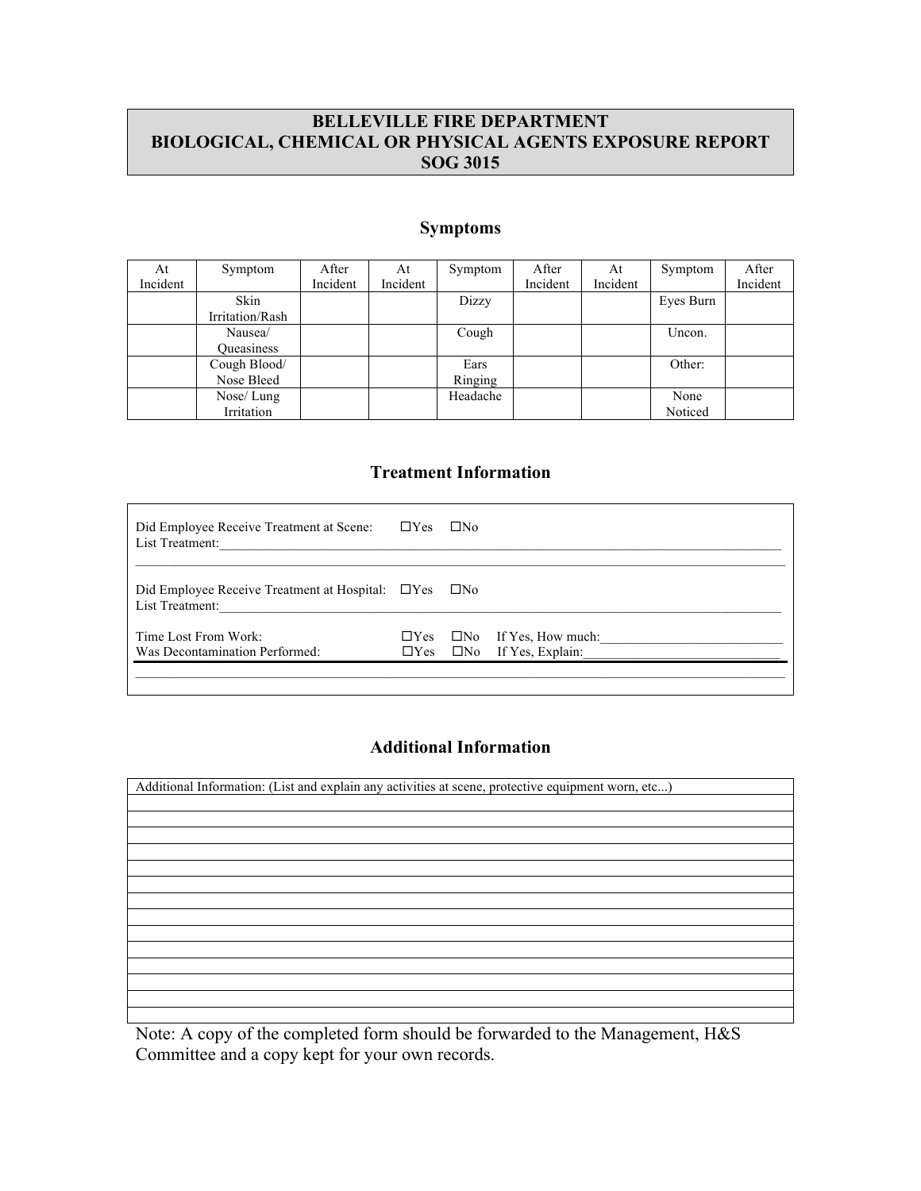# BELLEVILLE FIRE DEPARTMENT
# BIOLOGICAL, CHEMICAL OR PHYSICAL AGENTS EXPOSURE REPORT
# SOG 3015

## Symptoms

| At Incident | Symptom | After Incident | At Incident | Symptom | After Incident | At Incident | Symptom | After Incident |
|---|---|---|---|---|---|---|---|---|
| | Skin Irritation/Rash | | | Dizzy | | | Eyes Burn | |
| | Nausea/ Queasiness | | | Cough | | | Uncon. | |
| | Cough Blood/ Nose Bleed | | | Ears Ringing | | | Other: | |
| | Nose/ Lung Irritation | | | Headache | | | None Noticed | |

## Treatment Information

Did Employee Receive Treatment at Scene: ☐Yes ☐No
List Treatment:______________________________________________________________________________

______________________________________________________________________________

Did Employee Receive Treatment at Hospital: ☐Yes ☐No
List Treatment:______________________________________________________________________________

Time Lost From Work: ☐Yes ☐No If Yes, How much:___________________________
Was Decontamination Performed: ☐Yes ☐No If Yes, Explain:____________________________

______________________________________________________________________________

## Additional Information

| Additional Information: (List and explain any activities at scene, protective equipment worn, etc...) |
|---|
| |
| |
| |
| |
| |
| |
| |
| |
| |
| |
| |
| |
| |
| |

Note: A copy of the completed form should be forwarded to the Management, H&S Committee and a copy kept for your own records.